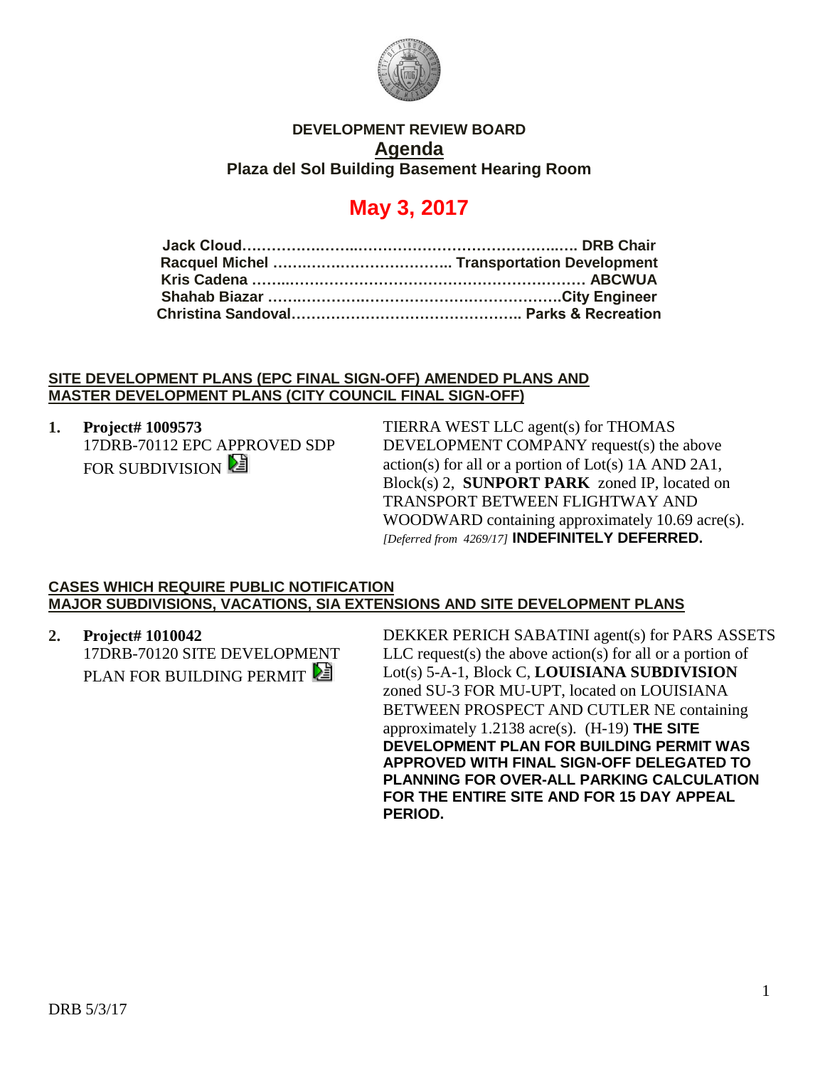**DEVELOPMENT REVIEW BOARD**

# Agenda

**Plaza del Sol Building Basement Hearing Room**

## May 3, 2017

**Jack Cloud……………………………………………………………. DRB Chair**
**Racquel Michel ……………………………….. Transportation Development**
**Kris Cadena …………………………………………………………… ABCWUA**
**Shahab Biazar ……………………………………………………….City Engineer**
**Christina Sandoval……………………………………….. Parks & Recreation**

**SITE DEVELOPMENT PLANS (EPC FINAL SIGN-OFF) AMENDED PLANS AND MASTER DEVELOPMENT PLANS (CITY COUNCIL FINAL SIGN-OFF)**

1. **Project# 1009573**
   17DRB-70112 EPC APPROVED SDP FOR SUBDIVISION

   TIERRA WEST LLC agent(s) for THOMAS DEVELOPMENT COMPANY request(s) the above action(s) for all or a portion of Lot(s) 1A AND 2A1, Block(s) 2, **SUNPORT PARK** zoned IP, located on TRANSPORT BETWEEN FLIGHTWAY AND WOODWARD containing approximately 10.69 acre(s). *[Deferred from 4269/17]* **INDEFINITELY DEFERRED.**

**CASES WHICH REQUIRE PUBLIC NOTIFICATION**
**MAJOR SUBDIVISIONS, VACATIONS, SIA EXTENSIONS AND SITE DEVELOPMENT PLANS**

2. **Project# 1010042**
   17DRB-70120 SITE DEVELOPMENT PLAN FOR BUILDING PERMIT

   DEKKER PERICH SABATINI agent(s) for PARS ASSETS LLC request(s) the above action(s) for all or a portion of Lot(s) 5-A-1, Block C, **LOUISIANA SUBDIVISION** zoned SU-3 FOR MU-UPT, located on LOUISIANA BETWEEN PROSPECT AND CUTLER NE containing approximately 1.2138 acre(s). (H-19) **THE SITE DEVELOPMENT PLAN FOR BUILDING PERMIT WAS APPROVED WITH FINAL SIGN-OFF DELEGATED TO PLANNING FOR OVER-ALL PARKING CALCULATION FOR THE ENTIRE SITE AND FOR 15 DAY APPEAL PERIOD.**

DRB 5/3/17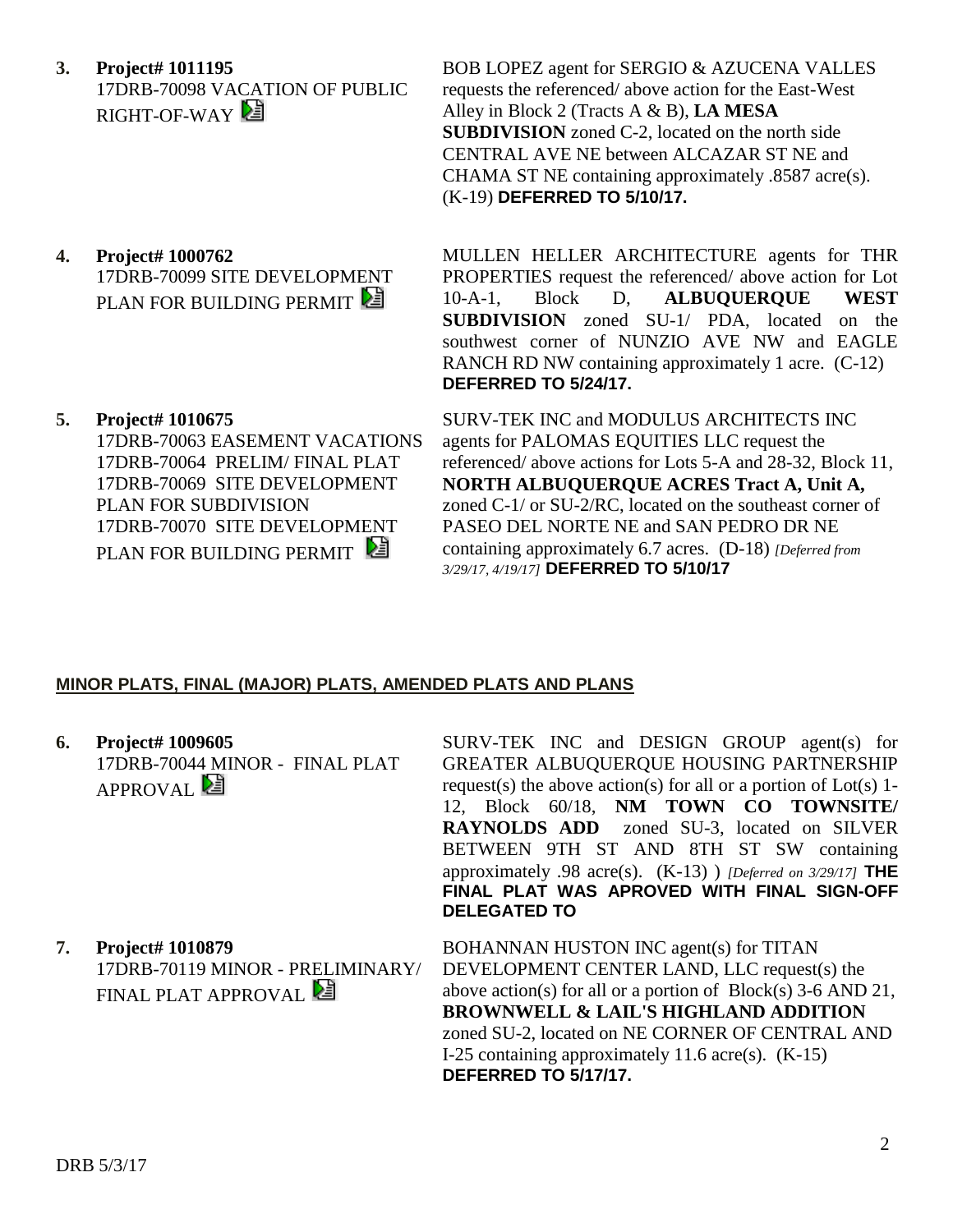**3. Project# 1011195**
17DRB-70098 VACATION OF PUBLIC RIGHT-OF-WAY

BOB LOPEZ agent for SERGIO & AZUCENA VALLES requests the referenced/ above action for the East-West Alley in Block 2 (Tracts A & B), **LA MESA SUBDIVISION** zoned C-2, located on the north side CENTRAL AVE NE between ALCAZAR ST NE and CHAMA ST NE containing approximately .8587 acre(s). (K-19) **DEFERRED TO 5/10/17.**

**4. Project# 1000762**
17DRB-70099 SITE DEVELOPMENT PLAN FOR BUILDING PERMIT

MULLEN HELLER ARCHITECTURE agents for THR PROPERTIES request the referenced/ above action for Lot 10-A-1, Block D, **ALBUQUERQUE WEST SUBDIVISION** zoned SU-1/ PDA, located on the southwest corner of NUNZIO AVE NW and EAGLE RANCH RD NW containing approximately 1 acre. (C-12) **DEFERRED TO 5/24/17.**

**5. Project# 1010675**
17DRB-70063 EASEMENT VACATIONS
17DRB-70064 PRELIM/ FINAL PLAT
17DRB-70069 SITE DEVELOPMENT PLAN FOR SUBDIVISION
17DRB-70070 SITE DEVELOPMENT PLAN FOR BUILDING PERMIT

SURV-TEK INC and MODULUS ARCHITECTS INC agents for PALOMAS EQUITIES LLC request the referenced/ above actions for Lots 5-A and 28-32, Block 11, **NORTH ALBUQUERQUE ACRES Tract A, Unit A,** zoned C-1/ or SU-2/RC, located on the southeast corner of PASEO DEL NORTE NE and SAN PEDRO DR NE containing approximately 6.7 acres. (D-18) *[Deferred from 3/29/17, 4/19/17]* **DEFERRED TO 5/10/17**

## MINOR PLATS, FINAL (MAJOR) PLATS, AMENDED PLATS AND PLANS

**6. Project# 1009605**
17DRB-70044 MINOR - FINAL PLAT APPROVAL

SURV-TEK INC and DESIGN GROUP agent(s) for GREATER ALBUQUERQUE HOUSING PARTNERSHIP request(s) the above action(s) for all or a portion of Lot(s) 1-12, Block 60/18, **NM TOWN CO TOWNSITE/ RAYNOLDS ADD** zoned SU-3, located on SILVER BETWEEN 9TH ST AND 8TH ST SW containing approximately .98 acre(s). (K-13) ) *[Deferred on 3/29/17]* **THE FINAL PLAT WAS APROVED WITH FINAL SIGN-OFF DELEGATED TO**

**7. Project# 1010879**
17DRB-70119 MINOR - PRELIMINARY/ FINAL PLAT APPROVAL

BOHANNAN HUSTON INC agent(s) for TITAN DEVELOPMENT CENTER LAND, LLC request(s) the above action(s) for all or a portion of Block(s) 3-6 AND 21, **BROWNWELL & LAIL'S HIGHLAND ADDITION** zoned SU-2, located on NE CORNER OF CENTRAL AND I-25 containing approximately 11.6 acre(s). (K-15) **DEFERRED TO 5/17/17.**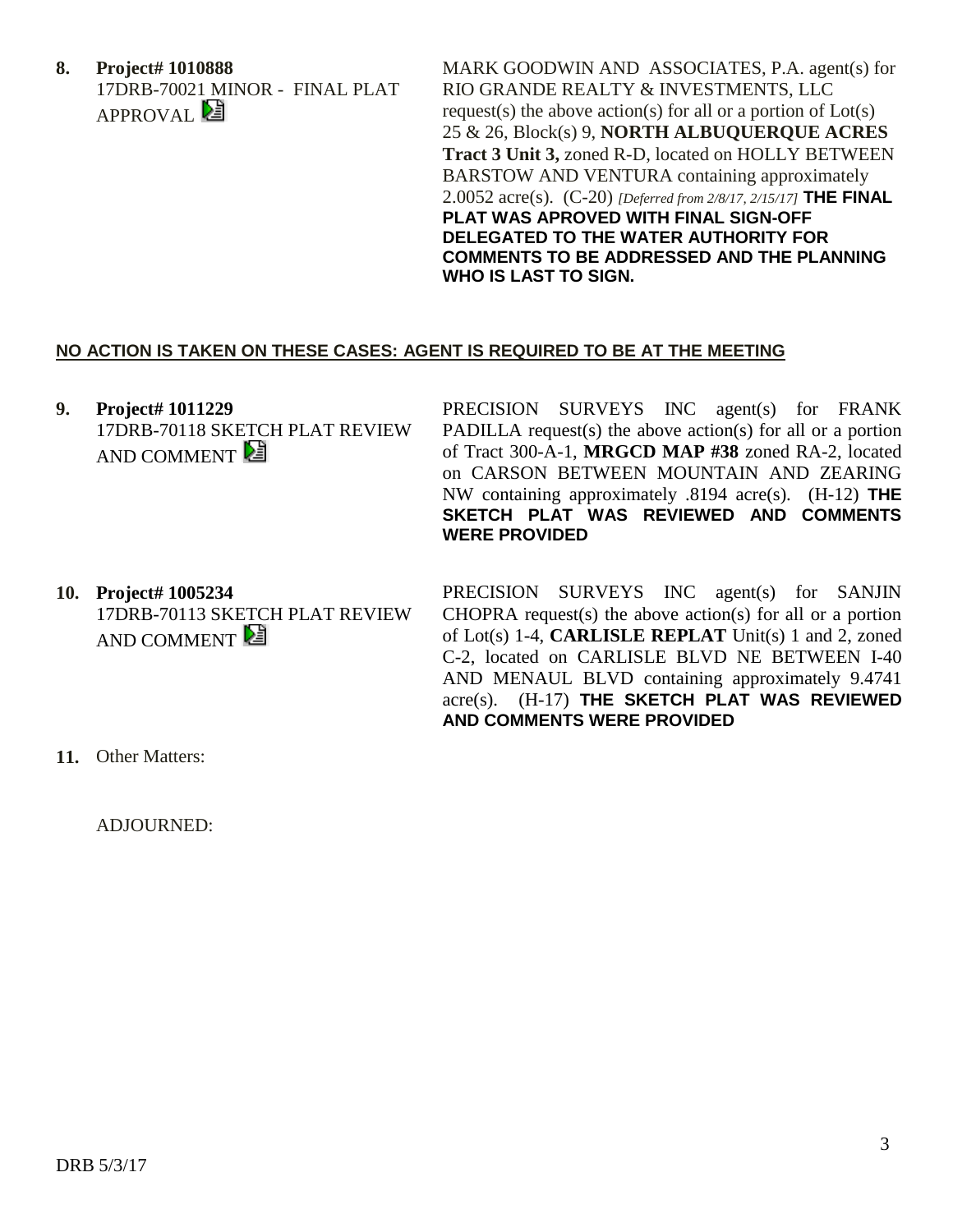**8. Project# 1010888**
17DRB-70021 MINOR - FINAL PLAT APPROVAL

MARK GOODWIN AND ASSOCIATES, P.A. agent(s) for RIO GRANDE REALTY & INVESTMENTS, LLC request(s) the above action(s) for all or a portion of Lot(s) 25 & 26, Block(s) 9, **NORTH ALBUQUERQUE ACRES Tract 3 Unit 3,** zoned R-D, located on HOLLY BETWEEN BARSTOW AND VENTURA containing approximately 2.0052 acre(s). (C-20) *[Deferred from 2/8/17, 2/15/17]* **THE FINAL PLAT WAS APROVED WITH FINAL SIGN-OFF DELEGATED TO THE WATER AUTHORITY FOR COMMENTS TO BE ADDRESSED AND THE PLANNING WHO IS LAST TO SIGN.**

**NO ACTION IS TAKEN ON THESE CASES: AGENT IS REQUIRED TO BE AT THE MEETING**

**9. Project# 1011229**
17DRB-70118 SKETCH PLAT REVIEW AND COMMENT

PRECISION SURVEYS INC agent(s) for FRANK PADILLA request(s) the above action(s) for all or a portion of Tract 300-A-1, **MRGCD MAP #38** zoned RA-2, located on CARSON BETWEEN MOUNTAIN AND ZEARING NW containing approximately .8194 acre(s). (H-12) **THE SKETCH PLAT WAS REVIEWED AND COMMENTS WERE PROVIDED**

**10. Project# 1005234**
17DRB-70113 SKETCH PLAT REVIEW AND COMMENT

PRECISION SURVEYS INC agent(s) for SANJIN CHOPRA request(s) the above action(s) for all or a portion of Lot(s) 1-4, **CARLISLE REPLAT** Unit(s) 1 and 2, zoned C-2, located on CARLISLE BLVD NE BETWEEN I-40 AND MENAUL BLVD containing approximately 9.4741 acre(s). (H-17) **THE SKETCH PLAT WAS REVIEWED AND COMMENTS WERE PROVIDED**

**11.** Other Matters:

ADJOURNED:

DRB 5/3/17